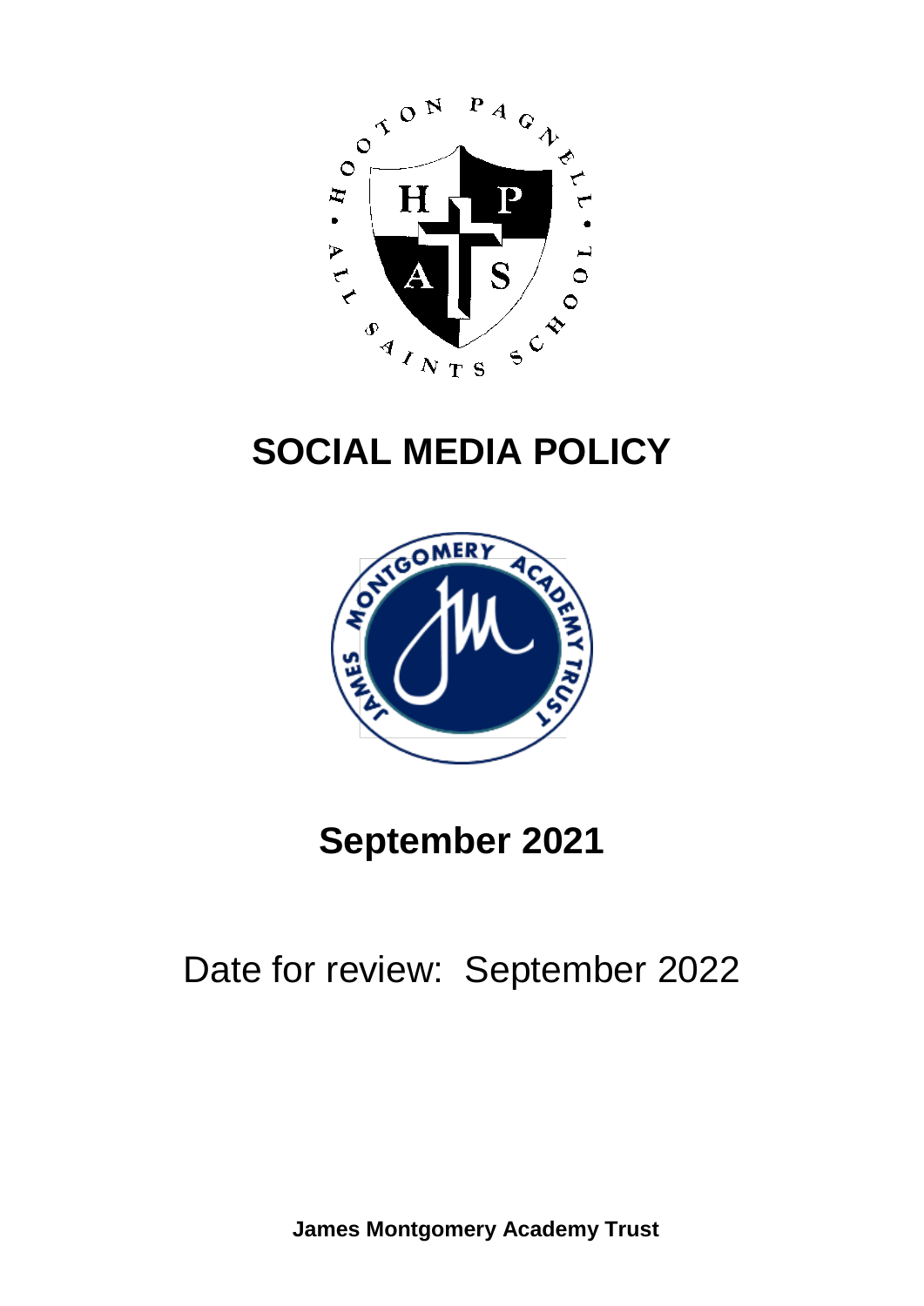# SOCIAL MEDIA POLICY

## September 2021

Date for review: September 2022

**James Montgomery Academy Trust**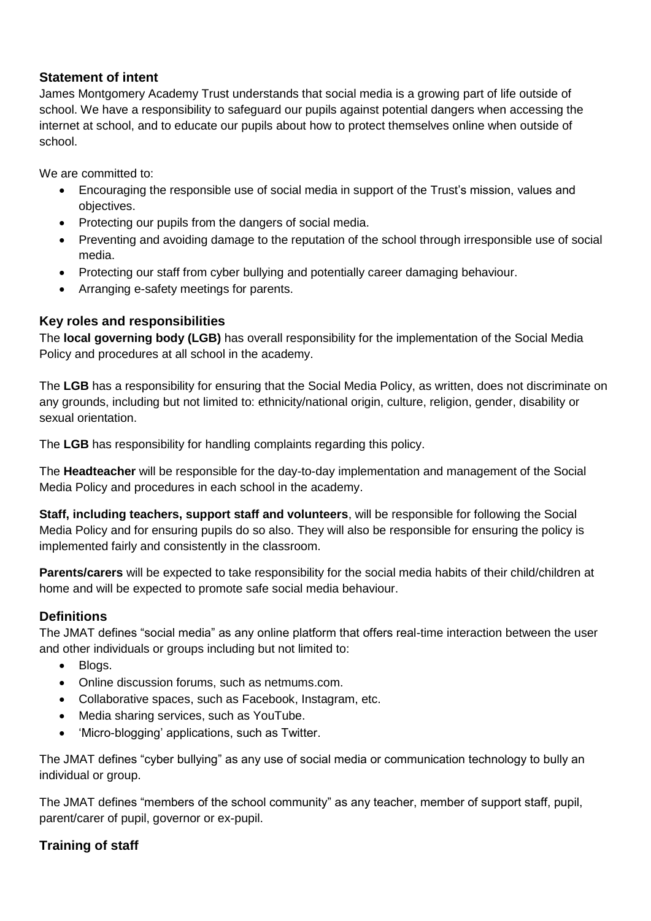## Statement of intent

James Montgomery Academy Trust understands that social media is a growing part of life outside of school. We have a responsibility to safeguard our pupils against potential dangers when accessing the internet at school, and to educate our pupils about how to protect themselves online when outside of school.

We are committed to:

- Encouraging the responsible use of social media in support of the Trust's mission, values and objectives.
- Protecting our pupils from the dangers of social media.
- Preventing and avoiding damage to the reputation of the school through irresponsible use of social media.
- Protecting our staff from cyber bullying and potentially career damaging behaviour.
- Arranging e-safety meetings for parents.

## Key roles and responsibilities

The **local governing body (LGB)** has overall responsibility for the implementation of the Social Media Policy and procedures at all school in the academy.

The **LGB** has a responsibility for ensuring that the Social Media Policy, as written, does not discriminate on any grounds, including but not limited to: ethnicity/national origin, culture, religion, gender, disability or sexual orientation.

The **LGB** has responsibility for handling complaints regarding this policy.

The **Headteacher** will be responsible for the day-to-day implementation and management of the Social Media Policy and procedures in each school in the academy.

**Staff, including teachers, support staff and volunteers**, will be responsible for following the Social Media Policy and for ensuring pupils do so also. They will also be responsible for ensuring the policy is implemented fairly and consistently in the classroom.

**Parents/carers** will be expected to take responsibility for the social media habits of their child/children at home and will be expected to promote safe social media behaviour.

## Definitions

The JMAT defines "social media" as any online platform that offers real-time interaction between the user and other individuals or groups including but not limited to:

- Blogs.
- Online discussion forums, such as netmums.com.
- Collaborative spaces, such as Facebook, Instagram, etc.
- Media sharing services, such as YouTube.
- 'Micro-blogging' applications, such as Twitter.

The JMAT defines "cyber bullying" as any use of social media or communication technology to bully an individual or group.

The JMAT defines "members of the school community" as any teacher, member of support staff, pupil, parent/carer of pupil, governor or ex-pupil.

## Training of staff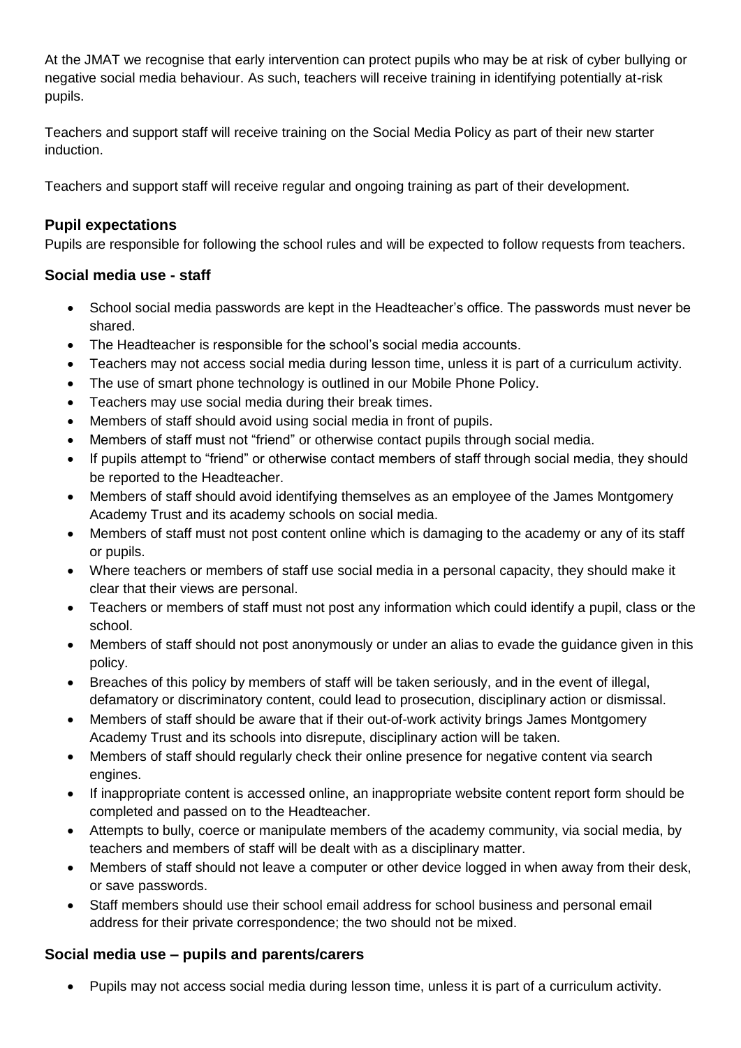At the JMAT we recognise that early intervention can protect pupils who may be at risk of cyber bullying or negative social media behaviour. As such, teachers will receive training in identifying potentially at-risk pupils.

Teachers and support staff will receive training on the Social Media Policy as part of their new starter induction.

Teachers and support staff will receive regular and ongoing training as part of their development.

### Pupil expectations

Pupils are responsible for following the school rules and will be expected to follow requests from teachers.

### Social media use - staff

- School social media passwords are kept in the Headteacher's office. The passwords must never be shared.
- The Headteacher is responsible for the school's social media accounts.
- Teachers may not access social media during lesson time, unless it is part of a curriculum activity.
- The use of smart phone technology is outlined in our Mobile Phone Policy.
- Teachers may use social media during their break times.
- Members of staff should avoid using social media in front of pupils.
- Members of staff must not "friend" or otherwise contact pupils through social media.
- If pupils attempt to "friend" or otherwise contact members of staff through social media, they should be reported to the Headteacher.
- Members of staff should avoid identifying themselves as an employee of the James Montgomery Academy Trust and its academy schools on social media.
- Members of staff must not post content online which is damaging to the academy or any of its staff or pupils.
- Where teachers or members of staff use social media in a personal capacity, they should make it clear that their views are personal.
- Teachers or members of staff must not post any information which could identify a pupil, class or the school.
- Members of staff should not post anonymously or under an alias to evade the guidance given in this policy.
- Breaches of this policy by members of staff will be taken seriously, and in the event of illegal, defamatory or discriminatory content, could lead to prosecution, disciplinary action or dismissal.
- Members of staff should be aware that if their out-of-work activity brings James Montgomery Academy Trust and its schools into disrepute, disciplinary action will be taken.
- Members of staff should regularly check their online presence for negative content via search engines.
- If inappropriate content is accessed online, an inappropriate website content report form should be completed and passed on to the Headteacher.
- Attempts to bully, coerce or manipulate members of the academy community, via social media, by teachers and members of staff will be dealt with as a disciplinary matter.
- Members of staff should not leave a computer or other device logged in when away from their desk, or save passwords.
- Staff members should use their school email address for school business and personal email address for their private correspondence; the two should not be mixed.

### Social media use – pupils and parents/carers

- Pupils may not access social media during lesson time, unless it is part of a curriculum activity.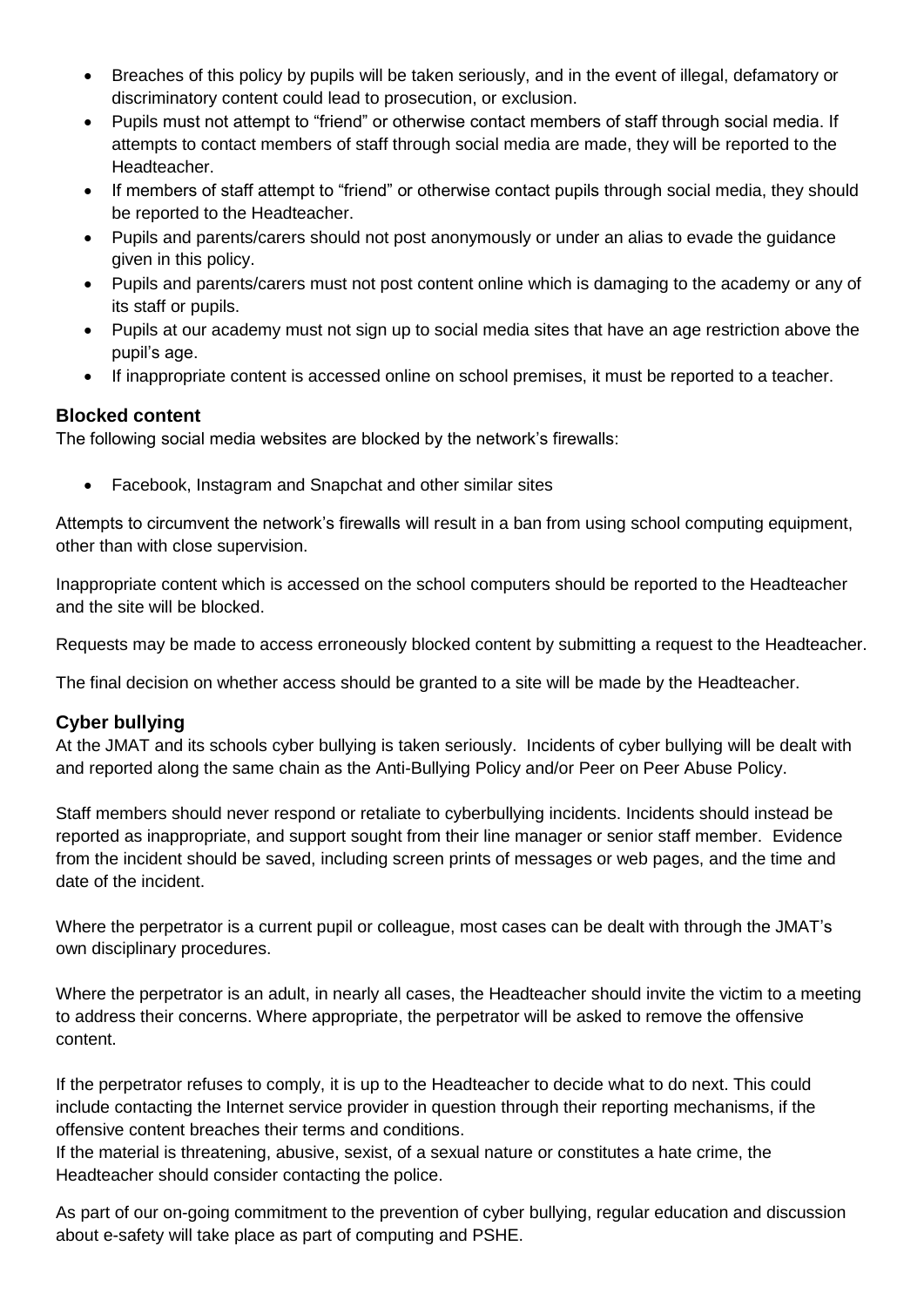- Breaches of this policy by pupils will be taken seriously, and in the event of illegal, defamatory or discriminatory content could lead to prosecution, or exclusion.
- Pupils must not attempt to "friend" or otherwise contact members of staff through social media. If attempts to contact members of staff through social media are made, they will be reported to the Headteacher.
- If members of staff attempt to "friend" or otherwise contact pupils through social media, they should be reported to the Headteacher.
- Pupils and parents/carers should not post anonymously or under an alias to evade the guidance given in this policy.
- Pupils and parents/carers must not post content online which is damaging to the academy or any of its staff or pupils.
- Pupils at our academy must not sign up to social media sites that have an age restriction above the pupil's age.
- If inappropriate content is accessed online on school premises, it must be reported to a teacher.

### Blocked content

The following social media websites are blocked by the network's firewalls:

- Facebook, Instagram and Snapchat and other similar sites

Attempts to circumvent the network's firewalls will result in a ban from using school computing equipment, other than with close supervision.

Inappropriate content which is accessed on the school computers should be reported to the Headteacher and the site will be blocked.

Requests may be made to access erroneously blocked content by submitting a request to the Headteacher.

The final decision on whether access should be granted to a site will be made by the Headteacher.

### Cyber bullying

At the JMAT and its schools cyber bullying is taken seriously. Incidents of cyber bullying will be dealt with and reported along the same chain as the Anti-Bullying Policy and/or Peer on Peer Abuse Policy.

Staff members should never respond or retaliate to cyberbullying incidents. Incidents should instead be reported as inappropriate, and support sought from their line manager or senior staff member. Evidence from the incident should be saved, including screen prints of messages or web pages, and the time and date of the incident.

Where the perpetrator is a current pupil or colleague, most cases can be dealt with through the JMAT's own disciplinary procedures.

Where the perpetrator is an adult, in nearly all cases, the Headteacher should invite the victim to a meeting to address their concerns. Where appropriate, the perpetrator will be asked to remove the offensive content.

If the perpetrator refuses to comply, it is up to the Headteacher to decide what to do next. This could include contacting the Internet service provider in question through their reporting mechanisms, if the offensive content breaches their terms and conditions.

If the material is threatening, abusive, sexist, of a sexual nature or constitutes a hate crime, the Headteacher should consider contacting the police.

As part of our on-going commitment to the prevention of cyber bullying, regular education and discussion about e-safety will take place as part of computing and PSHE.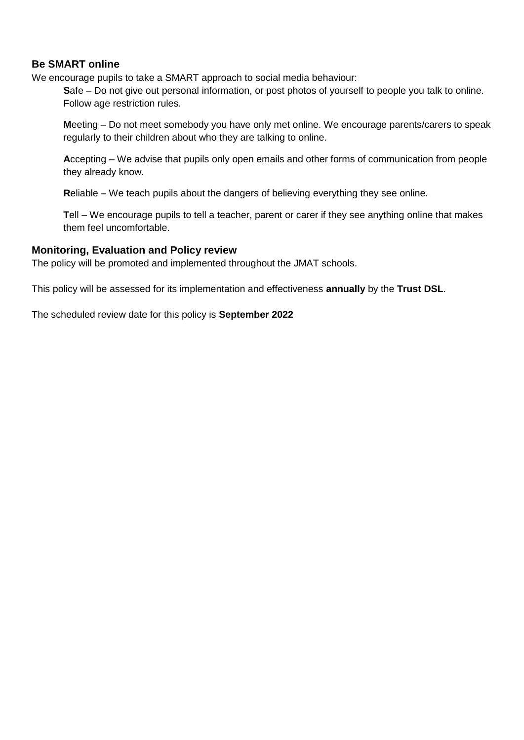## Be SMART online

We encourage pupils to take a SMART approach to social media behaviour:

**S**afe – Do not give out personal information, or post photos of yourself to people you talk to online. Follow age restriction rules.

**M**eeting – Do not meet somebody you have only met online. We encourage parents/carers to speak regularly to their children about who they are talking to online.

**A**ccepting – We advise that pupils only open emails and other forms of communication from people they already know.

**R**eliable – We teach pupils about the dangers of believing everything they see online.

**T**ell – We encourage pupils to tell a teacher, parent or carer if they see anything online that makes them feel uncomfortable.

## Monitoring, Evaluation and Policy review

The policy will be promoted and implemented throughout the JMAT schools.

This policy will be assessed for its implementation and effectiveness **annually** by the **Trust DSL**.

The scheduled review date for this policy is **September 2022**